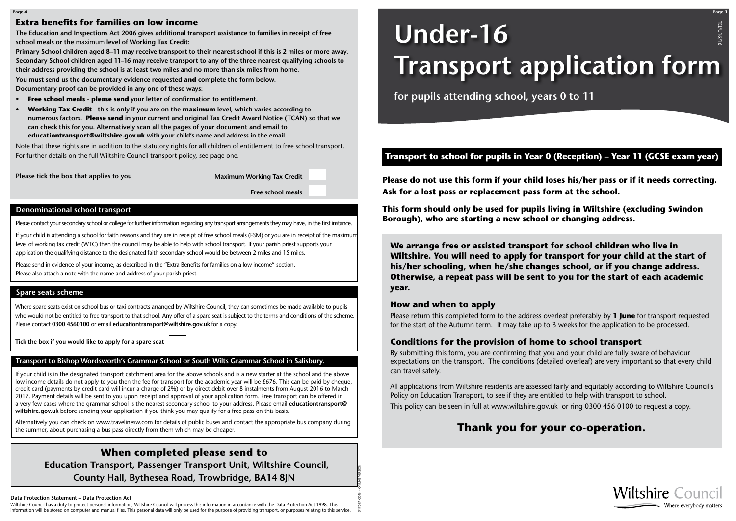# Under-16 Transport application form

## for pupils attending school, years 0 to 11

### Transport to school for pupils in Year 0 (Reception) – Year 11 (GCSE exam year)

**Please do not use this form if your child loses his/her pass or if it needs correcting. Ask for a lost pass or replacement pass form at the school.**

**This form should only be used for pupils living in Wiltshire (excluding Swindon Borough), who are starting a new school or changing address.**

**We arrange free or assisted transport for school children who live in Wiltshire. You will need to apply for transport for your child at the start of his/her schooling, when he/she changes school, or if you change address. Otherwise, a repeat pass will be sent to you for the start of each academic year.**

### How and when to apply

Please return this completed form to the address overleaf preferably by **1 June** for transport requested for the start of the Autumn term. It may take up to 3 weeks for the application to be processed.

### Conditions for the provision of home to school transport

By submitting this form, you are confirming that you and your child are fully aware of behaviour expectations on the transport. The conditions (detailed overleaf) are very important so that every child can travel safely.

All applications from Wiltshire residents are assessed fairly and equitably according to Wiltshire Council's Policy on Education Transport, to see if they are entitled to help with transport to school.

This policy can be seen in full at www.wiltshire.gov.uk or ring 0300 456 0100 to request a copy.

## Thank you for your co-operation.

Wiltshire Council
Where everybody matters

## Extra benefits for families on low income

**The Education and Inspections Act 2006 gives additional transport assistance to families in receipt of free school meals or the** maximum **level of Working Tax Credit:**

**Primary School children aged 8–11 may receive transport to their nearest school if this is 2 miles or more away.**

**Secondary School children aged 11–16 may receive transport to any of the three nearest qualifying schools to their address providing the school is at least two miles and no more than six miles from home.**

**You must send us the documentary evidence requested and complete the form below.**

**Documentary proof can be provided in any one of these ways:**

- **Free school meals - please send your letter of confirmation to entitlement.**
- **Working Tax Credit - this is only if you are on the maximum level, which varies according to numerous factors. Please send in your current and original Tax Credit Award Notice (TCAN) so that we can check this for you. Alternatively scan all the pages of your document and email to educationtransport@wiltshire.gov.uk with your child's name and address in the email.**

Note that these rights are in addition to the statutory rights for **all** children of entitlement to free school transport. For further details on the full Wiltshire Council transport policy, see page one.

**Please tick the box that applies to you**

**Maximum Working Tax Credit** ☐

**Free school meals** ☐

### Denominational school transport

Please contact your secondary school or college for further information regarding any transport arrangements they may have, in the first instance.

If your child is attending a school for faith reasons and they are in receipt of free school meals (FSM) or you are in receipt of the maximum level of working tax credit (WTC) then the council may be able to help with school transport. If your parish priest supports your application the qualifying distance to the designated faith secondary school would be between 2 miles and 15 miles.

Please send in evidence of your income, as described in the "Extra Benefits for families on a low income" section.

Please also attach a note with the name and address of your parish priest.

### Spare seats scheme

Where spare seats exist on school bus or taxi contracts arranged by Wiltshire Council, they can sometimes be made available to pupils who would not be entitled to free transport to that school. Any offer of a spare seat is subject to the terms and conditions of the scheme. Please contact **0300 4560100** or email **educationtransport@wiltshire.gov.uk** for a copy.

**Tick the box if you would like to apply for a spare seat** ☐

### Transport to Bishop Wordsworth's Grammar School or South Wilts Grammar School in Salisbury.

If your child is in the designated transport catchment area for the above schools and is a new starter at the school and the above low income details do not apply to you then the fee for transport for the academic year will be £676. This can be paid by cheque, credit card (payments by credit card will incur a charge of 2%) or by direct debit over 8 instalments from August 2016 to March 2017. Payment details will be sent to you upon receipt and approval of your application form. Free transport can be offered in a very few cases where the grammar school is the nearest secondary school to your address. Please email **educationtransport@wiltshire.gov.uk** before sending your application if you think you may qualify for a free pass on this basis.

Alternatively you can check on www.travelinesw.com for details of public buses and contact the appropriate bus company during the summer, about purchasing a bus pass directly from them which may be cheaper.

## When completed please send to

**Education Transport, Passenger Transport Unit, Wiltshire Council, County Hall, Bythesea Road, Trowbridge, BA14 8JN**

**Data Protection Statement – Data Protection Act**

Wiltshire Council has a duty to protect personal information; Wiltshire Council will process this information in accordance with the Data Protection Act 1998. This information will be stored on computer and manual files. This personal data will only be used for the purpose of providing transport, or purposes relating to this service.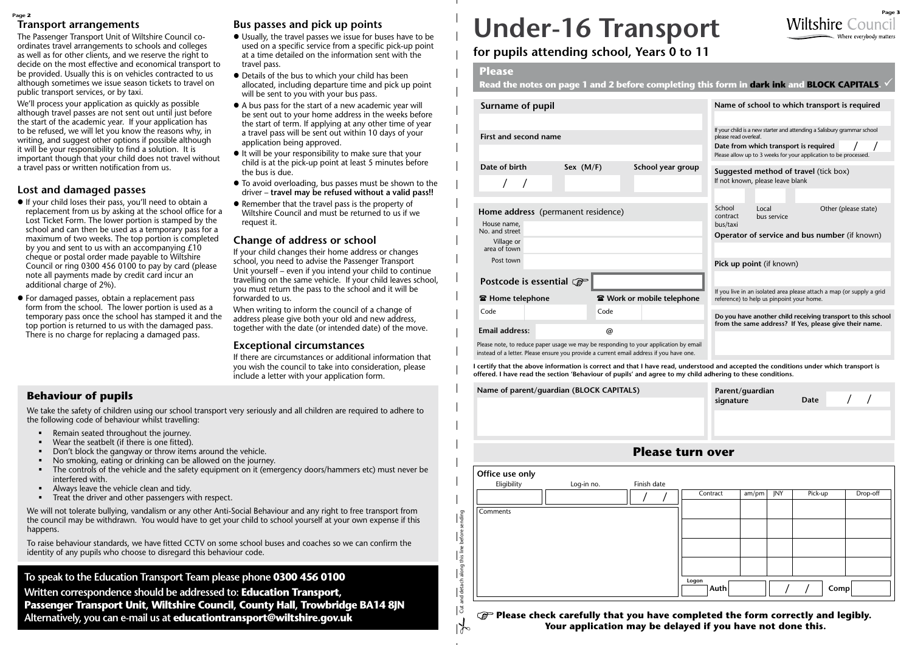## Transport arrangements

The Passenger Transport Unit of Wiltshire Council co-ordinates travel arrangements to schools and colleges as well as for other clients, and we reserve the right to decide on the most effective and economical transport to be provided. Usually this is on vehicles contracted to us although sometimes we issue season tickets to travel on public transport services, or by taxi.

We'll process your application as quickly as possible although travel passes are not sent out until just before the start of the academic year. If your application has to be refused, we will let you know the reasons why, in writing, and suggest other options if possible although it will be your responsibility to find a solution. It is important though that your child does not travel without a travel pass or written notification from us.

## Lost and damaged passes

- If your child loses their pass, you'll need to obtain a replacement from us by asking at the school office for a Lost Ticket Form. The lower portion is stamped by the school and can then be used as a temporary pass for a maximum of two weeks. The top portion is completed by you and sent to us with an accompanying £10 cheque or postal order made payable to Wiltshire Council or ring 0300 456 0100 to pay by card (please note all payments made by credit card incur an additional charge of 2%).
- For damaged passes, obtain a replacement pass form from the school. The lower portion is used as a temporary pass once the school has stamped it and the top portion is returned to us with the damaged pass. There is no charge for replacing a damaged pass.

## Bus passes and pick up points

- Usually, the travel passes we issue for buses have to be used on a specific service from a specific pick-up point at a time detailed on the information sent with the travel pass.
- Details of the bus to which your child has been allocated, including departure time and pick up point will be sent to you with your bus pass.
- A bus pass for the start of a new academic year will be sent out to your home address in the weeks before the start of term. If applying at any other time of year a travel pass will be sent out within 10 days of your application being approved.
- It will be your responsibility to make sure that your child is at the pick-up point at least 5 minutes before the bus is due.
- To avoid overloading, bus passes must be shown to the driver – **travel may be refused without a valid pass!!**
- Remember that the travel pass is the property of Wiltshire Council and must be returned to us if we request it.

## Change of address or school

If your child changes their home address or changes school, you need to advise the Passenger Transport Unit yourself – even if you intend your child to continue travelling on the same vehicle. If your child leaves school, you must return the pass to the school and it will be forwarded to us.

When writing to inform the council of a change of address please give both your old and new address, together with the date (or intended date) of the move.

## Exceptional circumstances

If there are circumstances or additional information that you wish the council to take into consideration, please include a letter with your application form.

## Behaviour of pupils

We take the safety of children using our school transport very seriously and all children are required to adhere to the following code of behaviour whilst travelling:

- Remain seated throughout the journey.
- Wear the seatbelt (if there is one fitted).
- Don't block the gangway or throw items around the vehicle.
- No smoking, eating or drinking can be allowed on the journey.
- The controls of the vehicle and the safety equipment on it (emergency doors/hammers etc) must never be interfered with.
- Always leave the vehicle clean and tidy.
- Treat the driver and other passengers with respect.

We will not tolerate bullying, vandalism or any other Anti-Social Behaviour and any right to free transport from the council may be withdrawn. You would have to get your child to school yourself at your own expense if this happens.

To raise behaviour standards, we have fitted CCTV on some school buses and coaches so we can confirm the identity of any pupils who choose to disregard this behaviour code.

**To speak to the Education Transport Team please phone 0300 456 0100**
**Written correspondence should be addressed to: Education Transport, Passenger Transport Unit, Wiltshire Council, County Hall, Trowbridge BA14 8JN**
**Alternatively, you can e-mail us at educationtransport@wiltshire.gov.uk**

Cut and detach along this line before sending

Wiltshire Council
Where everybody matters

# Under-16 Transport

## for pupils attending school, Years 0 to 11

**Please**
**Read the notes on page 1 and 2 before completing this form in dark ink and BLOCK CAPITALS.** ✓

**Surname of pupil**

**First and second name**

**Date of birth** / / **Sex (M/F)** **School year group**

**Home address** (permanent residence)

House name, No. and street

Village or area of town

Post town

**Postcode is essential** ☞

☎ **Home telephone** Code

☎ **Work or mobile telephone** Code

**Email address:** @

Please note, to reduce paper usage we may be responding to your application by email instead of a letter. Please ensure you provide a current email address if you have one.

**Name of school to which transport is required**

If your child is a new starter and attending a Salisbury grammar school please read overleaf.

**Date from which transport is required** / /

Please allow up to 3 weeks for your application to be processed.

**Suggested method of travel** (tick box)
If not known, please leave blank

School contract bus/taxi | Local bus service | Other (please state)

**Operator of service and bus number** (if known)

**Pick up point** (if known)

If you live in an isolated area please attach a map (or supply a grid reference) to help us pinpoint your home.

**Do you have another child receiving transport to this school from the same address? If Yes, please give their name.**

**I certify that the above information is correct and that I have read, understood and accepted the conditions under which transport is offered. I have read the section 'Behaviour of pupils' and agree to my child adhering to these conditions.**

**Name of parent/guardian (BLOCK CAPITALS)**

**Parent/guardian signature** **Date** / /

## Please turn over

**Office use only**

| Eligibility | Log-in no. | Finish date |
|---|---|---|
| | | / / |

Comments

| Contract | am/pm | JNY | Pick-up | Drop-off |
|---|---|---|---|---|
| | | | | |
| | | | | |
| | | | | |
| | | | | |

Logon | Auth | / / | Comp

☞ **Please check carefully that you have completed the form correctly and legibly. Your application may be delayed if you have not done this.**